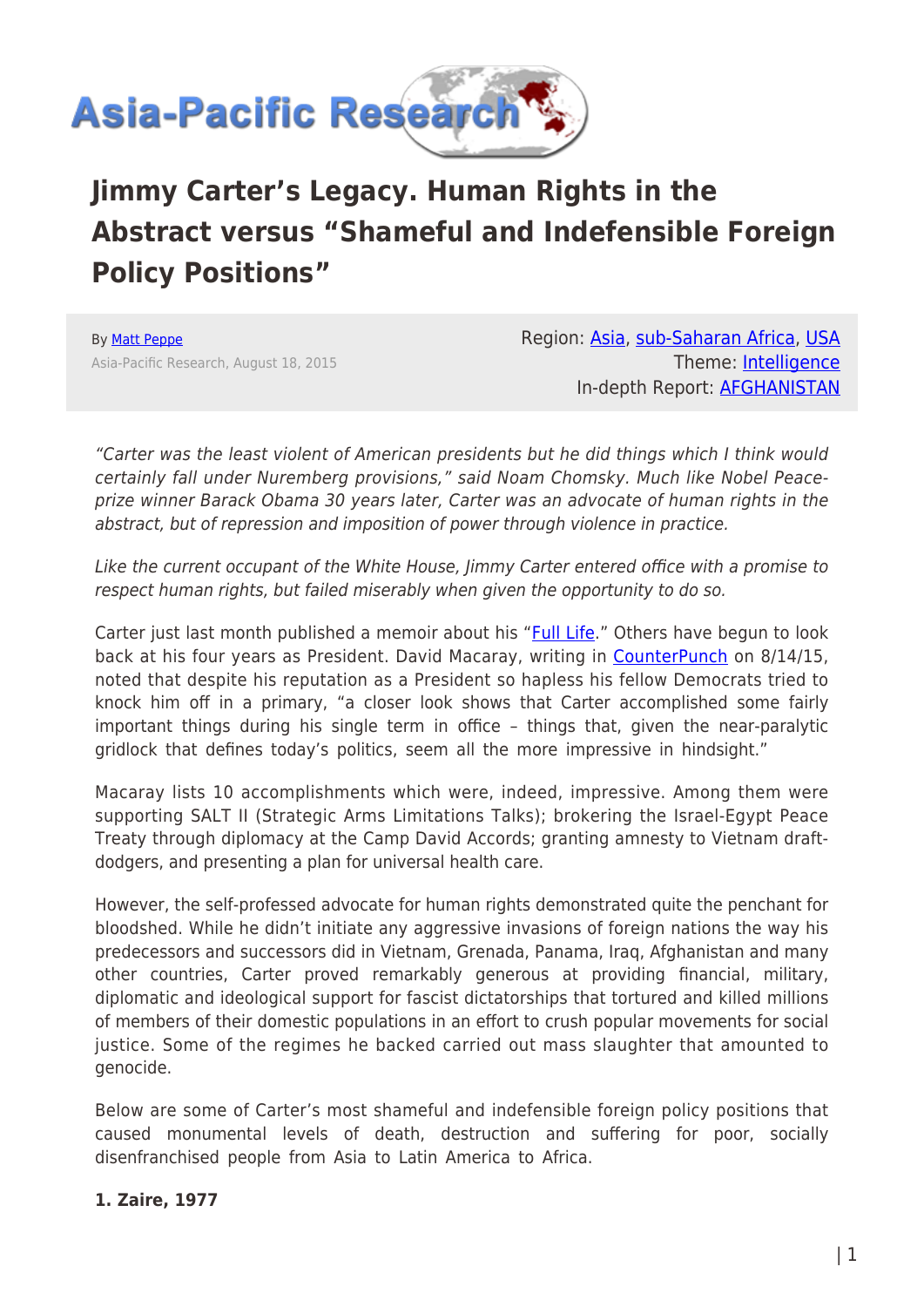# Jimmy Carter's Legacy. Human Rights in the Abstract versus "Shameful and Indefensible Foreign Policy Positions"

By Matt Peppe
Asia-Pacific Research, August 18, 2015

Region: Asia, sub-Saharan Africa, USA
Theme: Intelligence
In-depth Report: AFGHANISTAN

*"Carter was the least violent of American presidents but he did things which I think would certainly fall under Nuremberg provisions," said Noam Chomsky. Much like Nobel Peace-prize winner Barack Obama 30 years later, Carter was an advocate of human rights in the abstract, but of repression and imposition of power through violence in practice.*

*Like the current occupant of the White House, Jimmy Carter entered office with a promise to respect human rights, but failed miserably when given the opportunity to do so.*

Carter just last month published a memoir about his "Full Life." Others have begun to look back at his four years as President. David Macaray, writing in CounterPunch on 8/14/15, noted that despite his reputation as a President so hapless his fellow Democrats tried to knock him off in a primary, "a closer look shows that Carter accomplished some fairly important things during his single term in office – things that, given the near-paralytic gridlock that defines today's politics, seem all the more impressive in hindsight."

Macaray lists 10 accomplishments which were, indeed, impressive. Among them were supporting SALT II (Strategic Arms Limitations Talks); brokering the Israel-Egypt Peace Treaty through diplomacy at the Camp David Accords; granting amnesty to Vietnam draft-dodgers, and presenting a plan for universal health care.

However, the self-professed advocate for human rights demonstrated quite the penchant for bloodshed. While he didn't initiate any aggressive invasions of foreign nations the way his predecessors and successors did in Vietnam, Grenada, Panama, Iraq, Afghanistan and many other countries, Carter proved remarkably generous at providing financial, military, diplomatic and ideological support for fascist dictatorships that tortured and killed millions of members of their domestic populations in an effort to crush popular movements for social justice. Some of the regimes he backed carried out mass slaughter that amounted to genocide.

Below are some of Carter's most shameful and indefensible foreign policy positions that caused monumental levels of death, destruction and suffering for poor, socially disenfranchised people from Asia to Latin America to Africa.

**1. Zaire, 1977**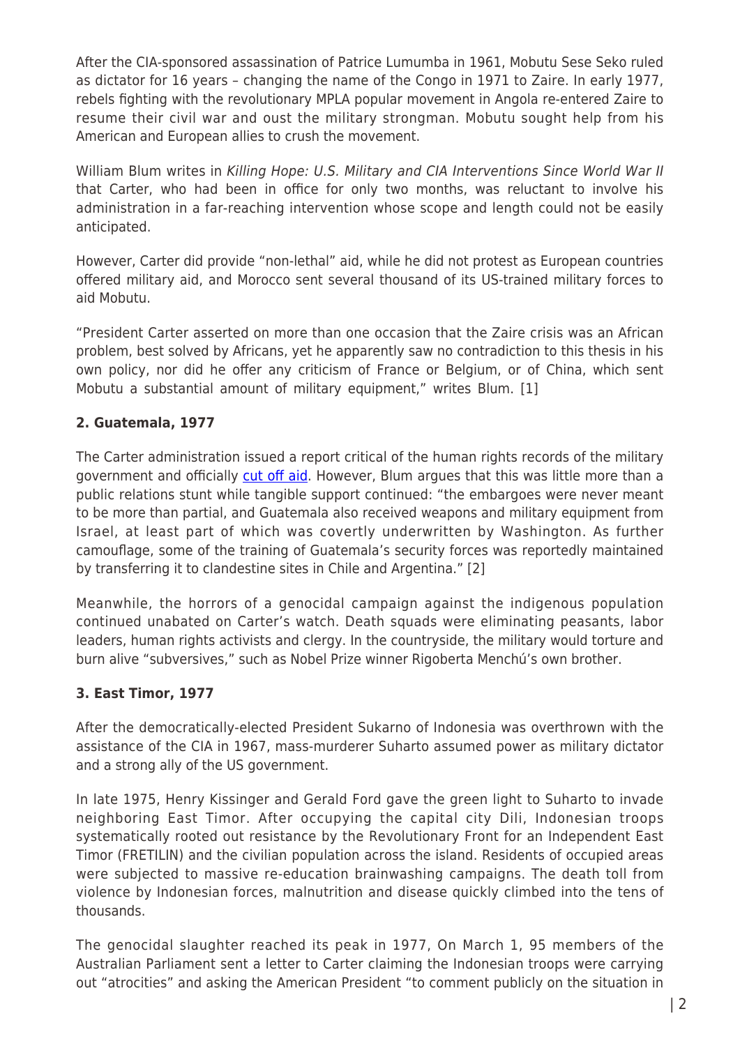After the CIA-sponsored assassination of Patrice Lumumba in 1961, Mobutu Sese Seko ruled as dictator for 16 years – changing the name of the Congo in 1971 to Zaire. In early 1977, rebels fighting with the revolutionary MPLA popular movement in Angola re-entered Zaire to resume their civil war and oust the military strongman. Mobutu sought help from his American and European allies to crush the movement.

William Blum writes in *Killing Hope: U.S. Military and CIA Interventions Since World War II* that Carter, who had been in office for only two months, was reluctant to involve his administration in a far-reaching intervention whose scope and length could not be easily anticipated.

However, Carter did provide "non-lethal" aid, while he did not protest as European countries offered military aid, and Morocco sent several thousand of its US-trained military forces to aid Mobutu.

"President Carter asserted on more than one occasion that the Zaire crisis was an African problem, best solved by Africans, yet he apparently saw no contradiction to this thesis in his own policy, nor did he offer any criticism of France or Belgium, or of China, which sent Mobutu a substantial amount of military equipment," writes Blum. [1]

**2. Guatemala, 1977**

The Carter administration issued a report critical of the human rights records of the military government and officially cut off aid. However, Blum argues that this was little more than a public relations stunt while tangible support continued: "the embargoes were never meant to be more than partial, and Guatemala also received weapons and military equipment from Israel, at least part of which was covertly underwritten by Washington. As further camouflage, some of the training of Guatemala's security forces was reportedly maintained by transferring it to clandestine sites in Chile and Argentina." [2]

Meanwhile, the horrors of a genocidal campaign against the indigenous population continued unabated on Carter's watch. Death squads were eliminating peasants, labor leaders, human rights activists and clergy. In the countryside, the military would torture and burn alive "subversives," such as Nobel Prize winner Rigoberta Menchú's own brother.

**3. East Timor, 1977**

After the democratically-elected President Sukarno of Indonesia was overthrown with the assistance of the CIA in 1967, mass-murderer Suharto assumed power as military dictator and a strong ally of the US government.

In late 1975, Henry Kissinger and Gerald Ford gave the green light to Suharto to invade neighboring East Timor. After occupying the capital city Dili, Indonesian troops systematically rooted out resistance by the Revolutionary Front for an Independent East Timor (FRETILIN) and the civilian population across the island. Residents of occupied areas were subjected to massive re-education brainwashing campaigns. The death toll from violence by Indonesian forces, malnutrition and disease quickly climbed into the tens of thousands.

The genocidal slaughter reached its peak in 1977, On March 1, 95 members of the Australian Parliament sent a letter to Carter claiming the Indonesian troops were carrying out "atrocities" and asking the American President "to comment publicly on the situation in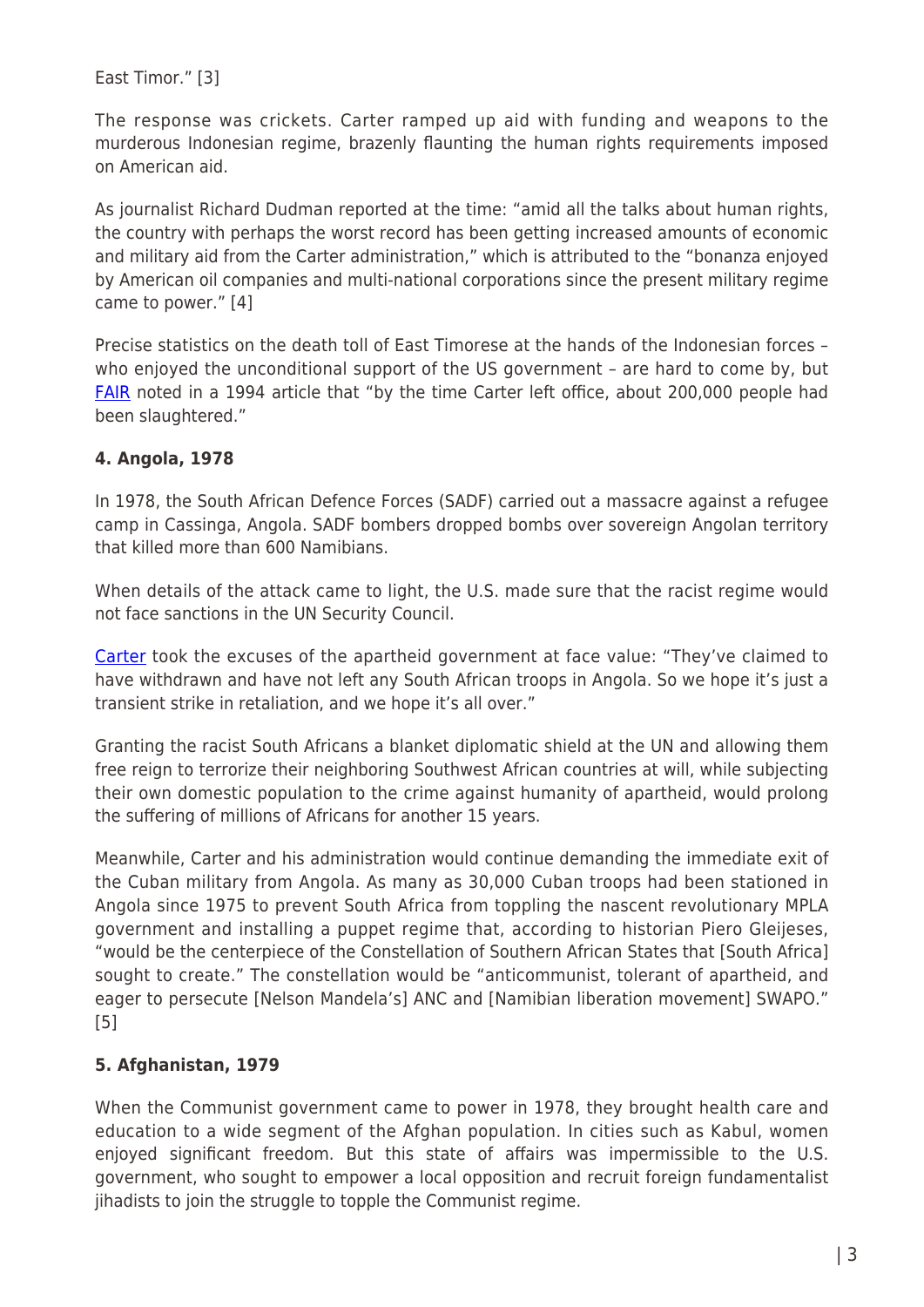East Timor." [3]

The response was crickets. Carter ramped up aid with funding and weapons to the murderous Indonesian regime, brazenly flaunting the human rights requirements imposed on American aid.

As journalist Richard Dudman reported at the time: "amid all the talks about human rights, the country with perhaps the worst record has been getting increased amounts of economic and military aid from the Carter administration," which is attributed to the "bonanza enjoyed by American oil companies and multi-national corporations since the present military regime came to power." [4]

Precise statistics on the death toll of East Timorese at the hands of the Indonesian forces – who enjoyed the unconditional support of the US government – are hard to come by, but FAIR noted in a 1994 article that "by the time Carter left office, about 200,000 people had been slaughtered."

**4. Angola, 1978**

In 1978, the South African Defence Forces (SADF) carried out a massacre against a refugee camp in Cassinga, Angola. SADF bombers dropped bombs over sovereign Angolan territory that killed more than 600 Namibians.

When details of the attack came to light, the U.S. made sure that the racist regime would not face sanctions in the UN Security Council.

Carter took the excuses of the apartheid government at face value: "They've claimed to have withdrawn and have not left any South African troops in Angola. So we hope it's just a transient strike in retaliation, and we hope it's all over."

Granting the racist South Africans a blanket diplomatic shield at the UN and allowing them free reign to terrorize their neighboring Southwest African countries at will, while subjecting their own domestic population to the crime against humanity of apartheid, would prolong the suffering of millions of Africans for another 15 years.

Meanwhile, Carter and his administration would continue demanding the immediate exit of the Cuban military from Angola. As many as 30,000 Cuban troops had been stationed in Angola since 1975 to prevent South Africa from toppling the nascent revolutionary MPLA government and installing a puppet regime that, according to historian Piero Gleijeses, "would be the centerpiece of the Constellation of Southern African States that [South Africa] sought to create." The constellation would be "anticommunist, tolerant of apartheid, and eager to persecute [Nelson Mandela's] ANC and [Namibian liberation movement] SWAPO." [5]

**5. Afghanistan, 1979**

When the Communist government came to power in 1978, they brought health care and education to a wide segment of the Afghan population. In cities such as Kabul, women enjoyed significant freedom. But this state of affairs was impermissible to the U.S. government, who sought to empower a local opposition and recruit foreign fundamentalist jihadists to join the struggle to topple the Communist regime.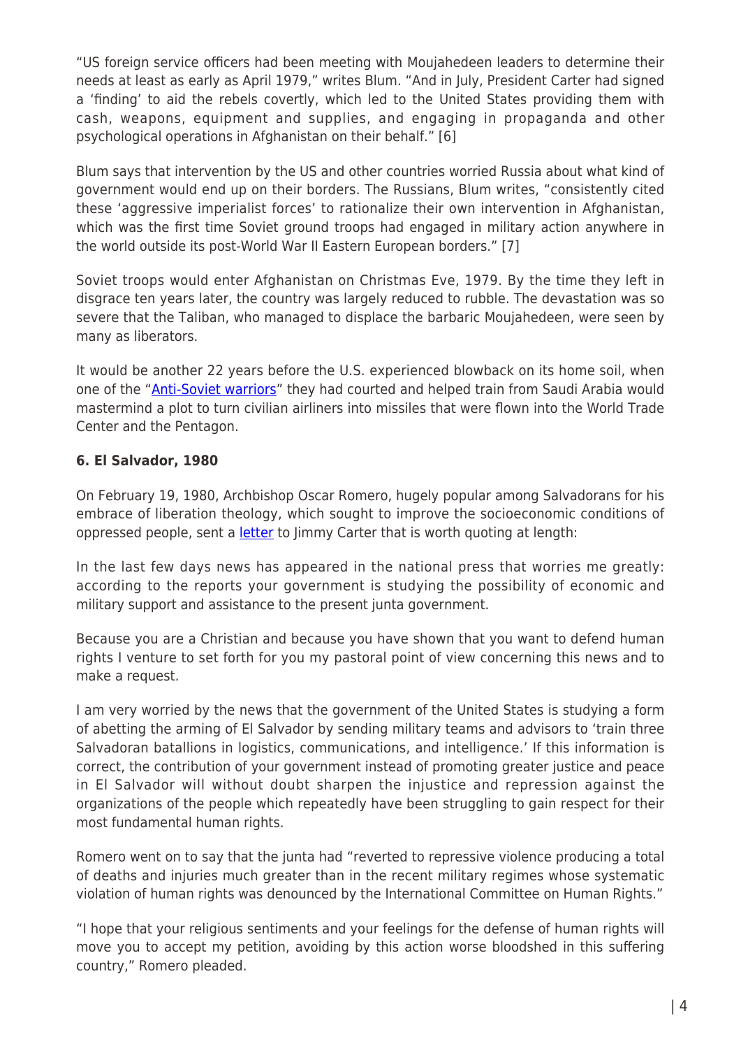"US foreign service officers had been meeting with Moujahedeen leaders to determine their needs at least as early as April 1979," writes Blum. "And in July, President Carter had signed a 'finding' to aid the rebels covertly, which led to the United States providing them with cash, weapons, equipment and supplies, and engaging in propaganda and other psychological operations in Afghanistan on their behalf." [6]

Blum says that intervention by the US and other countries worried Russia about what kind of government would end up on their borders. The Russians, Blum writes, "consistently cited these 'aggressive imperialist forces' to rationalize their own intervention in Afghanistan, which was the first time Soviet ground troops had engaged in military action anywhere in the world outside its post-World War II Eastern European borders." [7]

Soviet troops would enter Afghanistan on Christmas Eve, 1979. By the time they left in disgrace ten years later, the country was largely reduced to rubble. The devastation was so severe that the Taliban, who managed to displace the barbaric Moujahedeen, were seen by many as liberators.

It would be another 22 years before the U.S. experienced blowback on its home soil, when one of the "Anti-Soviet warriors" they had courted and helped train from Saudi Arabia would mastermind a plot to turn civilian airliners into missiles that were flown into the World Trade Center and the Pentagon.

**6. El Salvador, 1980**

On February 19, 1980, Archbishop Oscar Romero, hugely popular among Salvadorans for his embrace of liberation theology, which sought to improve the socioeconomic conditions of oppressed people, sent a letter to Jimmy Carter that is worth quoting at length:

In the last few days news has appeared in the national press that worries me greatly: according to the reports your government is studying the possibility of economic and military support and assistance to the present junta government.

Because you are a Christian and because you have shown that you want to defend human rights I venture to set forth for you my pastoral point of view concerning this news and to make a request.

I am very worried by the news that the government of the United States is studying a form of abetting the arming of El Salvador by sending military teams and advisors to 'train three Salvadoran batallions in logistics, communications, and intelligence.' If this information is correct, the contribution of your government instead of promoting greater justice and peace in El Salvador will without doubt sharpen the injustice and repression against the organizations of the people which repeatedly have been struggling to gain respect for their most fundamental human rights.

Romero went on to say that the junta had "reverted to repressive violence producing a total of deaths and injuries much greater than in the recent military regimes whose systematic violation of human rights was denounced by the International Committee on Human Rights."

"I hope that your religious sentiments and your feelings for the defense of human rights will move you to accept my petition, avoiding by this action worse bloodshed in this suffering country," Romero pleaded.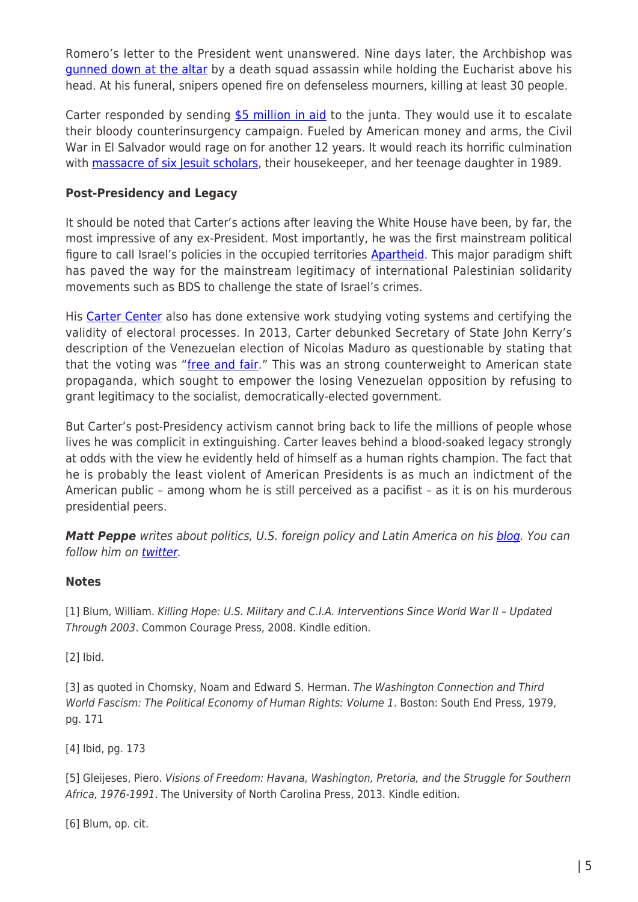Romero's letter to the President went unanswered. Nine days later, the Archbishop was gunned down at the altar by a death squad assassin while holding the Eucharist above his head. At his funeral, snipers opened fire on defenseless mourners, killing at least 30 people.

Carter responded by sending $5 million in aid to the junta. They would use it to escalate their bloody counterinsurgency campaign. Fueled by American money and arms, the Civil War in El Salvador would rage on for another 12 years. It would reach its horrific culmination with massacre of six Jesuit scholars, their housekeeper, and her teenage daughter in 1989.

**Post-Presidency and Legacy**

It should be noted that Carter's actions after leaving the White House have been, by far, the most impressive of any ex-President. Most importantly, he was the first mainstream political figure to call Israel's policies in the occupied territories Apartheid. This major paradigm shift has paved the way for the mainstream legitimacy of international Palestinian solidarity movements such as BDS to challenge the state of Israel's crimes.

His Carter Center also has done extensive work studying voting systems and certifying the validity of electoral processes. In 2013, Carter debunked Secretary of State John Kerry's description of the Venezuelan election of Nicolas Maduro as questionable by stating that that the voting was "free and fair." This was an strong counterweight to American state propaganda, which sought to empower the losing Venezuelan opposition by refusing to grant legitimacy to the socialist, democratically-elected government.

But Carter's post-Presidency activism cannot bring back to life the millions of people whose lives he was complicit in extinguishing. Carter leaves behind a blood-soaked legacy strongly at odds with the view he evidently held of himself as a human rights champion. The fact that he is probably the least violent of American Presidents is as much an indictment of the American public – among whom he is still perceived as a pacifist – as it is on his murderous presidential peers.

***Matt Peppe*** *writes about politics, U.S. foreign policy and Latin America on his blog. You can follow him on twitter.*

**Notes**

[1] Blum, William. *Killing Hope: U.S. Military and C.I.A. Interventions Since World War II – Updated Through 2003*. Common Courage Press, 2008. Kindle edition.

[2] Ibid.

[3] as quoted in Chomsky, Noam and Edward S. Herman. *The Washington Connection and Third World Fascism: The Political Economy of Human Rights: Volume 1*. Boston: South End Press, 1979, pg. 171

[4] Ibid, pg. 173

[5] Gleijeses, Piero. *Visions of Freedom: Havana, Washington, Pretoria, and the Struggle for Southern Africa, 1976-1991*. The University of North Carolina Press, 2013. Kindle edition.

[6] Blum, op. cit.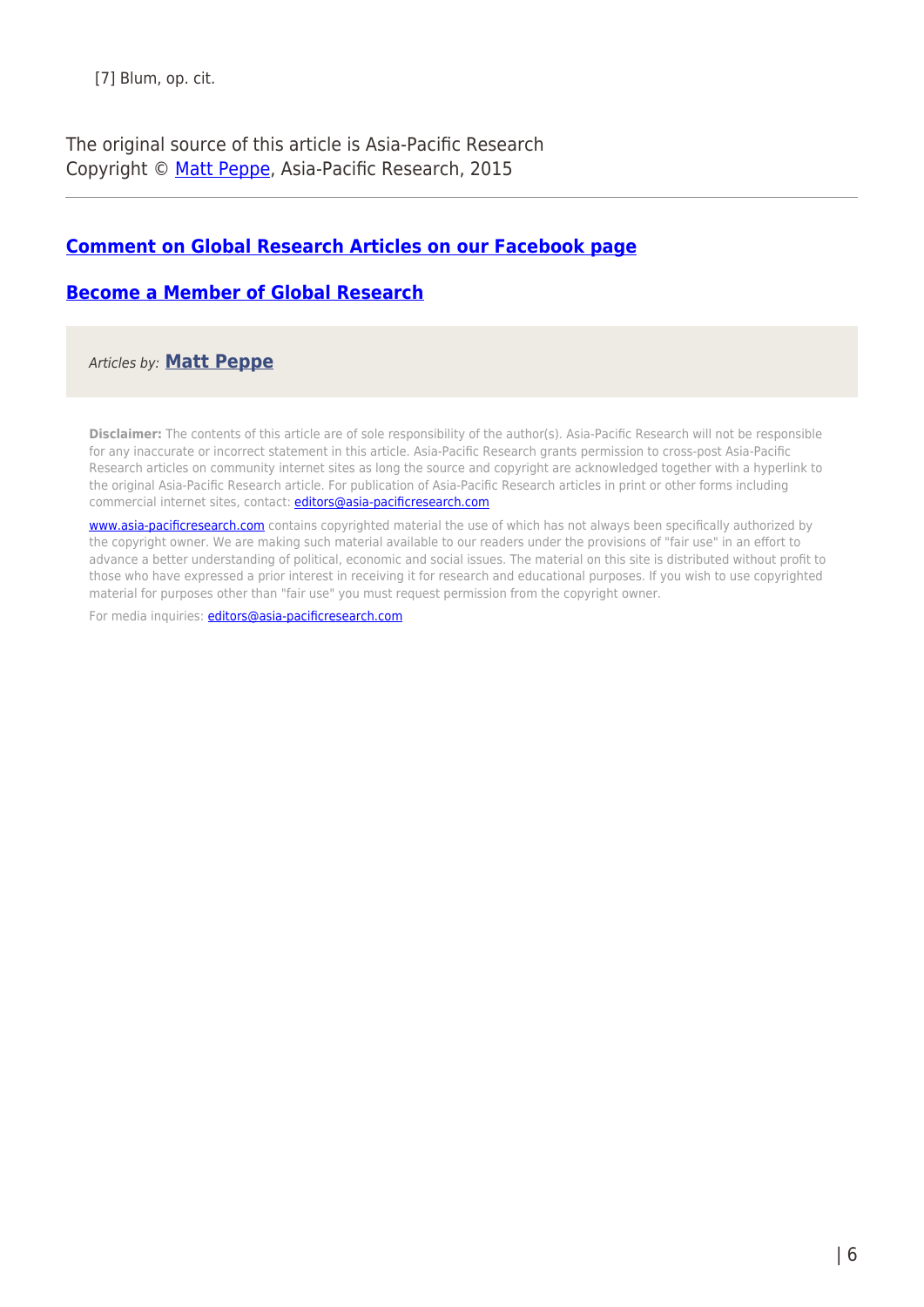[7] Blum, op. cit.

The original source of this article is Asia-Pacific Research
Copyright © Matt Peppe, Asia-Pacific Research, 2015

---

**Comment on Global Research Articles on our Facebook page**

**Become a Member of Global Research**

*Articles by:* **Matt Peppe**

**Disclaimer:** The contents of this article are of sole responsibility of the author(s). Asia-Pacific Research will not be responsible for any inaccurate or incorrect statement in this article. Asia-Pacific Research grants permission to cross-post Asia-Pacific Research articles on community internet sites as long the source and copyright are acknowledged together with a hyperlink to the original Asia-Pacific Research article. For publication of Asia-Pacific Research articles in print or other forms including commercial internet sites, contact: editors@asia-pacificresearch.com

www.asia-pacificresearch.com contains copyrighted material the use of which has not always been specifically authorized by the copyright owner. We are making such material available to our readers under the provisions of "fair use" in an effort to advance a better understanding of political, economic and social issues. The material on this site is distributed without profit to those who have expressed a prior interest in receiving it for research and educational purposes. If you wish to use copyrighted material for purposes other than "fair use" you must request permission from the copyright owner.

For media inquiries: editors@asia-pacificresearch.com